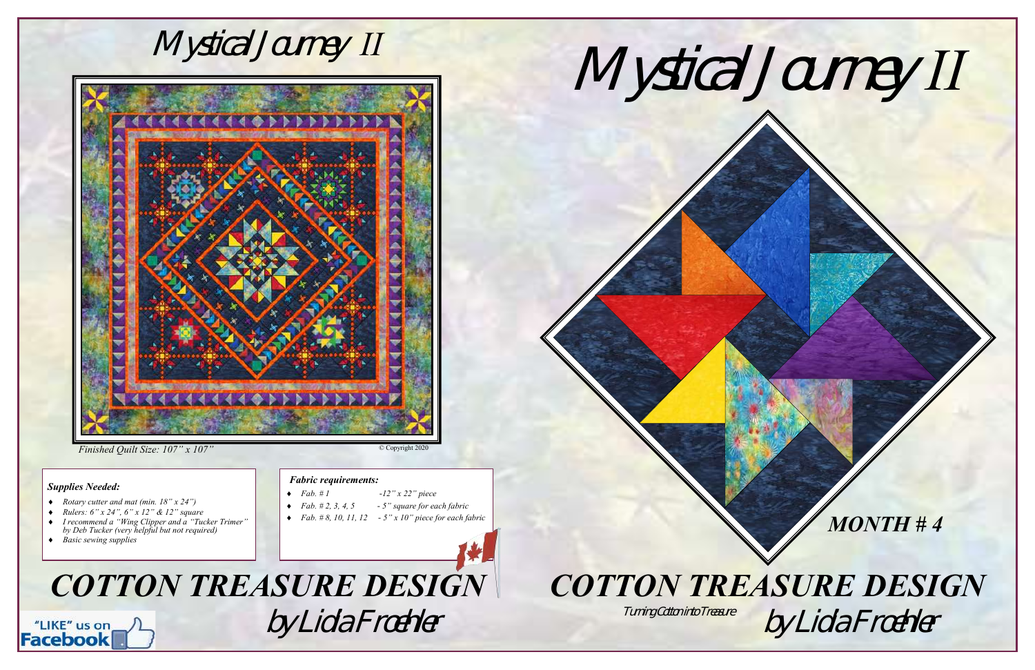# Mystical Journey II

Finished Quilt Size: 107" x 107"

© Copyright 2020

*Supplies Needed:*

- *Rotary cutter and mat (min. 18" x 24")*
- *Rulers: 6" x 24", 6" x 12" & 12" square*
- *I recommend a "Wing Clipper and a "Tucker Trimer" by Deb Tucker (very helpful but not required)*
- *Basic sewing supplies*

*Fabric requirements:*

- *Fab. # 1 -12" x 22" piece*
- *Fab. # 2, 3, 4, 5 - 5" square for each fabric*
- *Fab. # 8, 10, 11, 12 - 5" x 10" piece for each fabric*

## *COTTON TREASURE DESIGN*

by Lida Froehler

# Mystical Journey II

***MONTH # 4***

## *COTTON TREASURE DESIGN*

Turning Cotton into Treasure

by Lida Froehler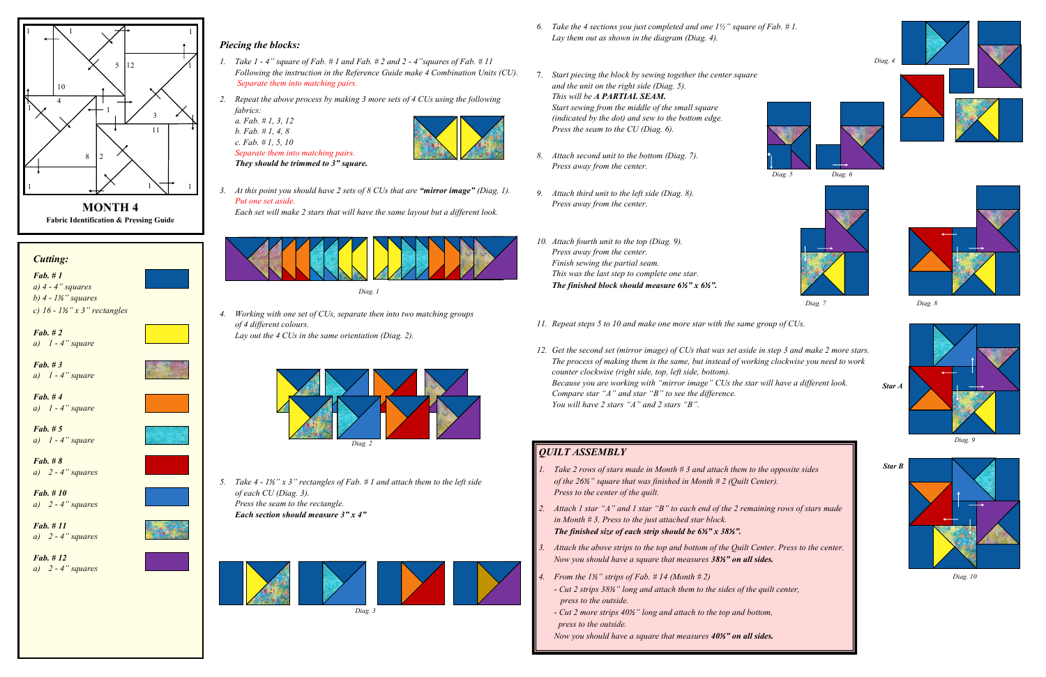## MONTH 4

**Fabric Identification & Pressing Guide**

### Cutting:

***Fab. # 1***
*a) 4 - 4" squares*
*b) 4 - 1½" squares*
*c) 16 - 1½" x 3" rectangles*

***Fab. # 2***
*a) 1 - 4" square*

***Fab. # 3***
*a) 1 - 4" square*

***Fab. # 4***
*a) 1 - 4" square*

***Fab. # 5***
*a) 1 - 4" square*

***Fab. # 8***
*a) 2 - 4" squares*

***Fab. # 10***
*a) 2 - 4" squares*

***Fab. # 11***
*a) 2 - 4" squares*

***Fab. # 12***
*a) 2 - 4" squares*

### *Piecing the blocks:*

1. *Take 1 - 4" square of Fab. # 1 and Fab. # 2 and 2 - 4" squares of Fab. # 11 Following the instruction in the Reference Guide make 4 Combination Units (CU). Separate them into matching pairs.*

2. *Repeat the above process by making 3 more sets of 4 CUs using the following fabrics:*
   *a. Fab. # 1, 3, 12*
   *b. Fab. # 1, 4, 8*
   *c. Fab. # 1, 5, 10*
   *Separate them into matching pairs.*
   ***They should be trimmed to 3" square.***

3. *At this point you should have 2 sets of 8 CUs that are **"mirror image"** (Diag. 1). Put one set aside.*
   *Each set will make 2 stars that will have the same layout but a different look.*

Diag. 1

4. *Working with one set of CUs, separate then into two matching groups of 4 different colours.*
   *Lay out the 4 CUs in the same orientation (Diag. 2).*

Diag. 2

5. *Take 4 - 1½" x 3" rectangles of Fab. # 1 and attach them to the left side of each CU (Diag. 3).*
   *Press the seam to the rectangle.*
   ***Each section should measure 3" x 4"***

Diag. 3

6. *Take the 4 sections you just completed and one 1½" square of Fab. # 1. Lay them out as shown in the diagram (Diag. 4).*

Diag. 4

7. *Start piecing the block by sewing together the center square and the unit on the right side (Diag. 5).*
   *This will be **A PARTIAL SEAM.***
   *Start sewing from the middle of the small square (indicated by the dot) and sew to the bottom edge.*
   *Press the seam to the CU (Diag. 6).*

Diag. 5    Diag. 6

8. *Attach second unit to the bottom (Diag. 7).*
   *Press away from the center.*

9. *Attach third unit to the left side (Diag. 8).*
   *Press away from the center.*

10. *Attach fourth unit to the top (Diag. 9).*
    *Press away from the center.*
    *Finish sewing the partial seam.*
    *This was the last step to complete one star.*
    ***The finished block should measure 6½" x 6½".***

Diag. 7    Diag. 8

11. *Repeat steps 5 to 10 and make one more star with the same group of CUs.*

12. *Get the second set (mirror image) of CUs that was set aside in step 3 and make 2 more stars. The process of making them is the same, but instead of working clockwise you need to work counter clockwise (right side, top, left side, bottom).*
    *Because you are working with "mirror image" CUs the star will have a different look. Compare star "A" and star "B" to see the difference.*
    *You will have 2 stars "A" and 2 stars "B".*

Star A
Diag. 9

Star B
Diag. 10

### *QUILT ASSEMBLY*

1. *Take 2 rows of stars made in Month # 3 and attach them to the opposite sides of the 26½" square that was finished in Month # 2 (Quilt Center). Press to the center of the quilt.*

2. *Attach 1 star "A" and 1 star "B" to each end of the 2 remaining rows of stars made in Month # 3. Press to the just attached star block.*
   ***The finished size of each strip should be 6½" x 38½".***

3. *Attach the above strips to the top and bottom of the Quilt Center. Press to the center. Now you should have a square that measures **38½" on all sides.***

4. *From the 1½" strips of Fab. # 14 (Month # 2)*
   *- Cut 2 strips 38½" long and attach them to the sides of the quilt center, press to the outside.*
   *- Cut 2 more strips 40½" long and attach to the top and bottom, press to the outside.*
   *Now you should have a square that measures **40½" on all sides.***